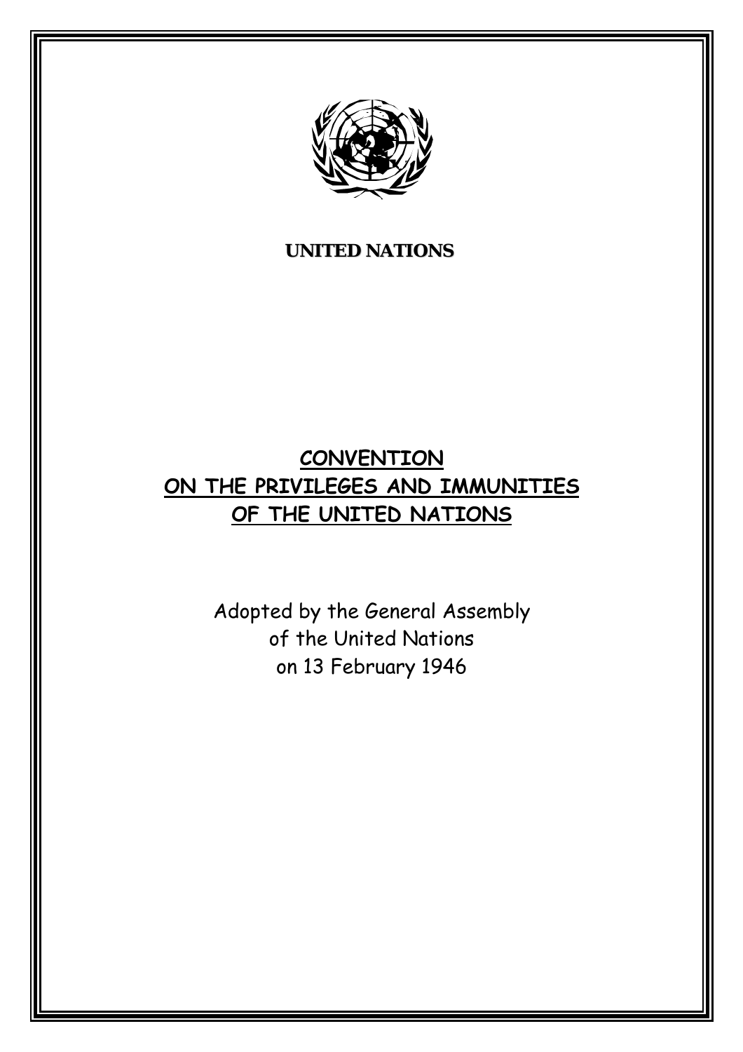**UNITED NATIONS**

# CONVENTION ON THE PRIVILEGES AND IMMUNITIES OF THE UNITED NATIONS

Adopted by the General Assembly
of the United Nations
on 13 February 1946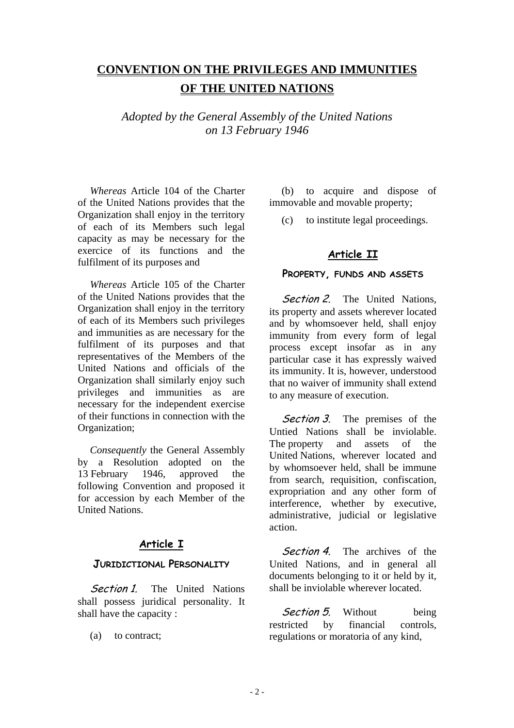# CONVENTION ON THE PRIVILEGES AND IMMUNITIES OF THE UNITED NATIONS

*Adopted by the General Assembly of the United Nations on 13 February 1946*

*Whereas* Article 104 of the Charter of the United Nations provides that the Organization shall enjoy in the territory of each of its Members such legal capacity as may be necessary for the exercice of its functions and the fulfilment of its purposes and

*Whereas* Article 105 of the Charter of the United Nations provides that the Organization shall enjoy in the territory of each of its Members such privileges and immunities as are necessary for the fulfilment of its purposes and that representatives of the Members of the United Nations and officials of the Organization shall similarly enjoy such privileges and immunities as are necessary for the independent exercise of their functions in connection with the Organization;

*Consequently* the General Assembly by a Resolution adopted on the 13 February 1946, approved the following Convention and proposed it for accession by each Member of the United Nations.

## Article I

### JURIDICTIONAL PERSONALITY

*Section 1.* The United Nations shall possess juridical personality. It shall have the capacity :

(a) to contract;

(b) to acquire and dispose of immovable and movable property;

(c) to institute legal proceedings.

## Article II

### PROPERTY, FUNDS AND ASSETS

*Section 2.* The United Nations, its property and assets wherever located and by whomsoever held, shall enjoy immunity from every form of legal process except insofar as in any particular case it has expressly waived its immunity. It is, however, understood that no waiver of immunity shall extend to any measure of execution.

*Section 3.* The premises of the Untied Nations shall be inviolable. The property and assets of the United Nations, wherever located and by whomsoever held, shall be immune from search, requisition, confiscation, expropriation and any other form of interference, whether by executive, administrative, judicial or legislative action.

*Section 4.* The archives of the United Nations, and in general all documents belonging to it or held by it, shall be inviolable wherever located.

*Section 5.* Without being restricted by financial controls, regulations or moratoria of any kind,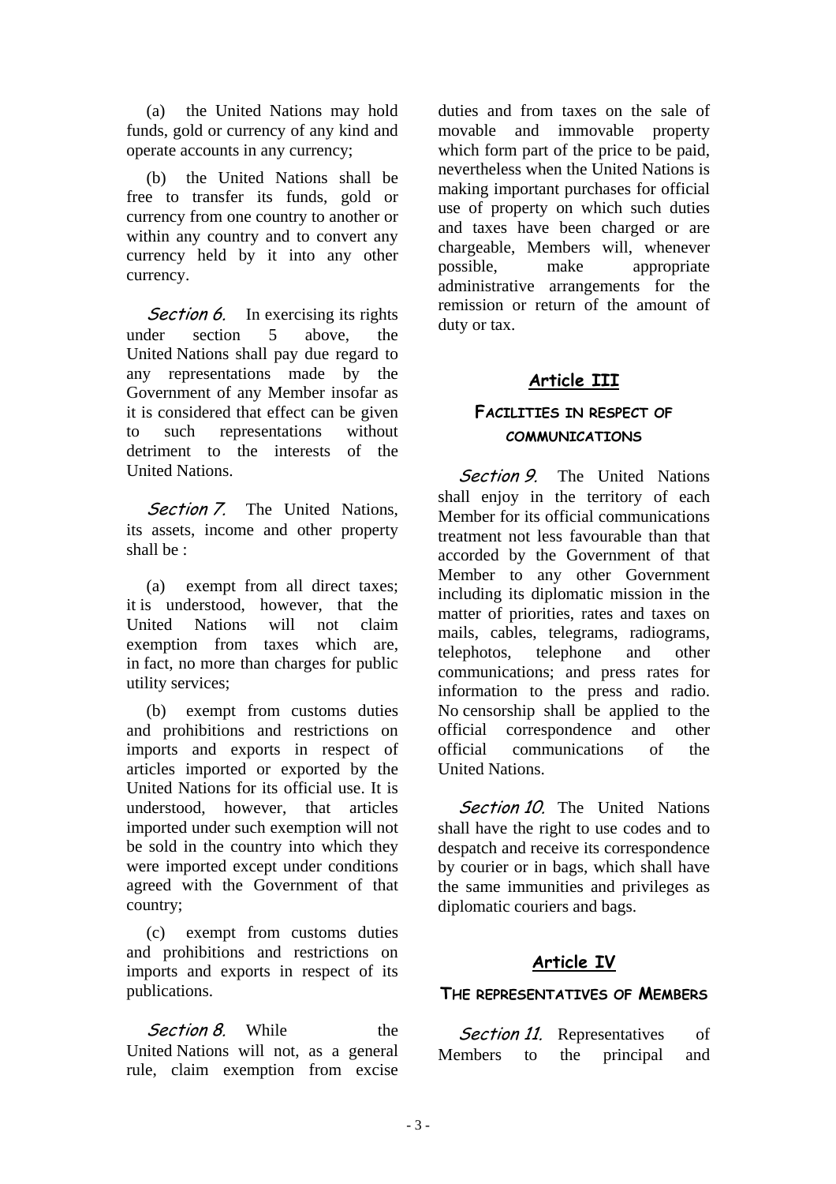(a) the United Nations may hold funds, gold or currency of any kind and operate accounts in any currency;

(b) the United Nations shall be free to transfer its funds, gold or currency from one country to another or within any country and to convert any currency held by it into any other currency.

*Section 6.* In exercising its rights under section 5 above, the United Nations shall pay due regard to any representations made by the Government of any Member insofar as it is considered that effect can be given to such representations without detriment to the interests of the United Nations.

*Section 7.* The United Nations, its assets, income and other property shall be :

(a) exempt from all direct taxes; it is understood, however, that the United Nations will not claim exemption from taxes which are, in fact, no more than charges for public utility services;

(b) exempt from customs duties and prohibitions and restrictions on imports and exports in respect of articles imported or exported by the United Nations for its official use. It is understood, however, that articles imported under such exemption will not be sold in the country into which they were imported except under conditions agreed with the Government of that country;

(c) exempt from customs duties and prohibitions and restrictions on imports and exports in respect of its publications.

*Section 8.* While the United Nations will not, as a general rule, claim exemption from excise duties and from taxes on the sale of movable and immovable property which form part of the price to be paid, nevertheless when the United Nations is making important purchases for official use of property on which such duties and taxes have been charged or are chargeable, Members will, whenever possible, make appropriate administrative arrangements for the remission or return of the amount of duty or tax.

## Article III

### FACILITIES IN RESPECT OF COMMUNICATIONS

*Section 9.* The United Nations shall enjoy in the territory of each Member for its official communications treatment not less favourable than that accorded by the Government of that Member to any other Government including its diplomatic mission in the matter of priorities, rates and taxes on mails, cables, telegrams, radiograms, telephotos, telephone and other communications; and press rates for information to the press and radio. No censorship shall be applied to the official correspondence and other official communications of the United Nations.

*Section 10.* The United Nations shall have the right to use codes and to despatch and receive its correspondence by courier or in bags, which shall have the same immunities and privileges as diplomatic couriers and bags.

## Article IV

### THE REPRESENTATIVES OF MEMBERS

*Section 11.* Representatives of Members to the principal and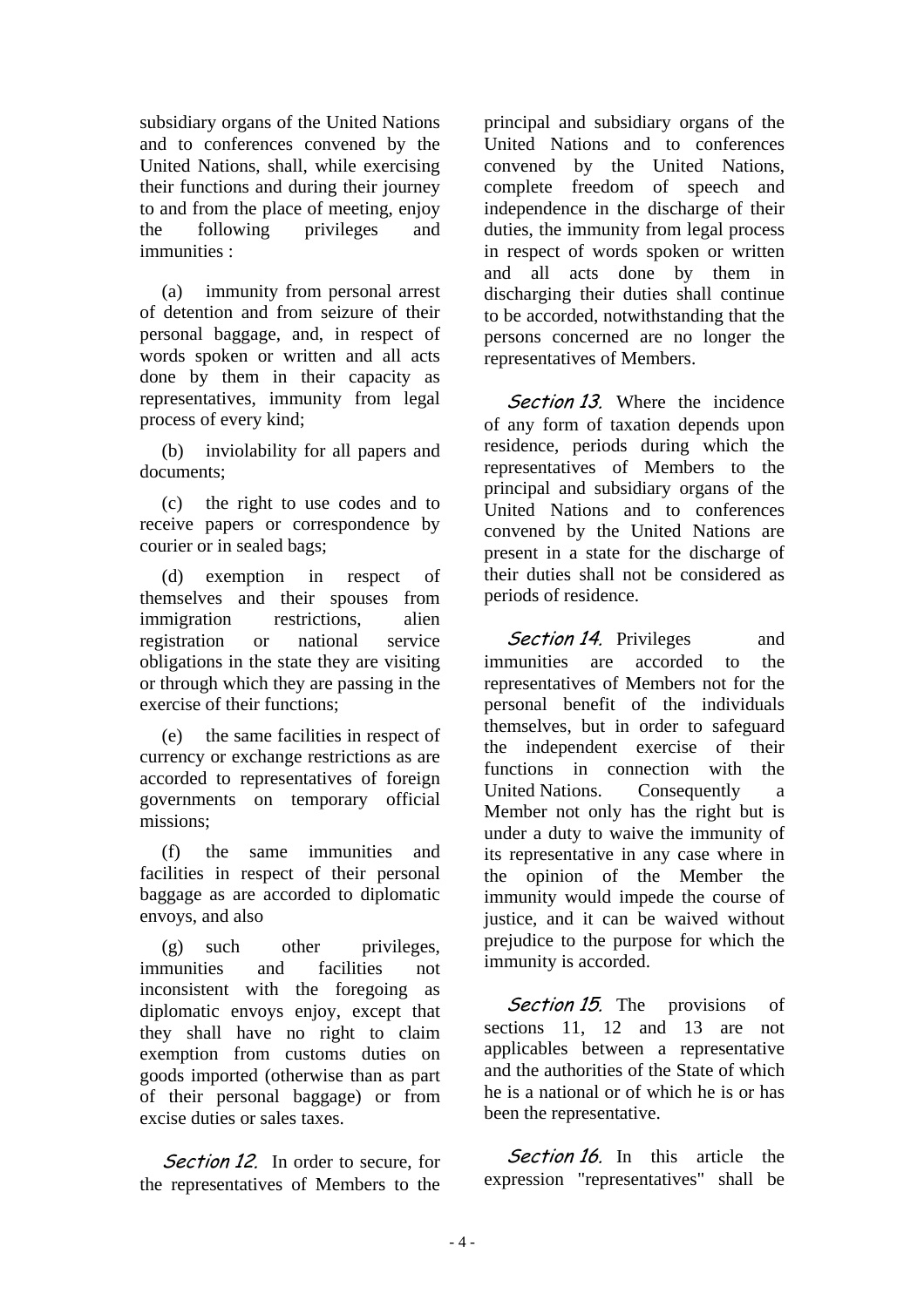subsidiary organs of the United Nations and to conferences convened by the United Nations, shall, while exercising their functions and during their journey to and from the place of meeting, enjoy the following privileges and immunities :

(a) immunity from personal arrest of detention and from seizure of their personal baggage, and, in respect of words spoken or written and all acts done by them in their capacity as representatives, immunity from legal process of every kind;

(b) inviolability for all papers and documents;

(c) the right to use codes and to receive papers or correspondence by courier or in sealed bags;

(d) exemption in respect of themselves and their spouses from immigration restrictions, alien registration or national service obligations in the state they are visiting or through which they are passing in the exercise of their functions;

(e) the same facilities in respect of currency or exchange restrictions as are accorded to representatives of foreign governments on temporary official missions;

(f) the same immunities and facilities in respect of their personal baggage as are accorded to diplomatic envoys, and also

(g) such other privileges, immunities and facilities not inconsistent with the foregoing as diplomatic envoys enjoy, except that they shall have no right to claim exemption from customs duties on goods imported (otherwise than as part of their personal baggage) or from excise duties or sales taxes.

*Section 12.* In order to secure, for the representatives of Members to the principal and subsidiary organs of the United Nations and to conferences convened by the United Nations, complete freedom of speech and independence in the discharge of their duties, the immunity from legal process in respect of words spoken or written and all acts done by them in discharging their duties shall continue to be accorded, notwithstanding that the persons concerned are no longer the representatives of Members.

*Section 13.* Where the incidence of any form of taxation depends upon residence, periods during which the representatives of Members to the principal and subsidiary organs of the United Nations and to conferences convened by the United Nations are present in a state for the discharge of their duties shall not be considered as periods of residence.

*Section 14.* Privileges and immunities are accorded to the representatives of Members not for the personal benefit of the individuals themselves, but in order to safeguard the independent exercise of their functions in connection with the United Nations. Consequently a Member not only has the right but is under a duty to waive the immunity of its representative in any case where in the opinion of the Member the immunity would impede the course of justice, and it can be waived without prejudice to the purpose for which the immunity is accorded.

*Section 15.* The provisions of sections 11, 12 and 13 are not applicables between a representative and the authorities of the State of which he is a national or of which he is or has been the representative.

*Section 16.* In this article the expression "representatives" shall be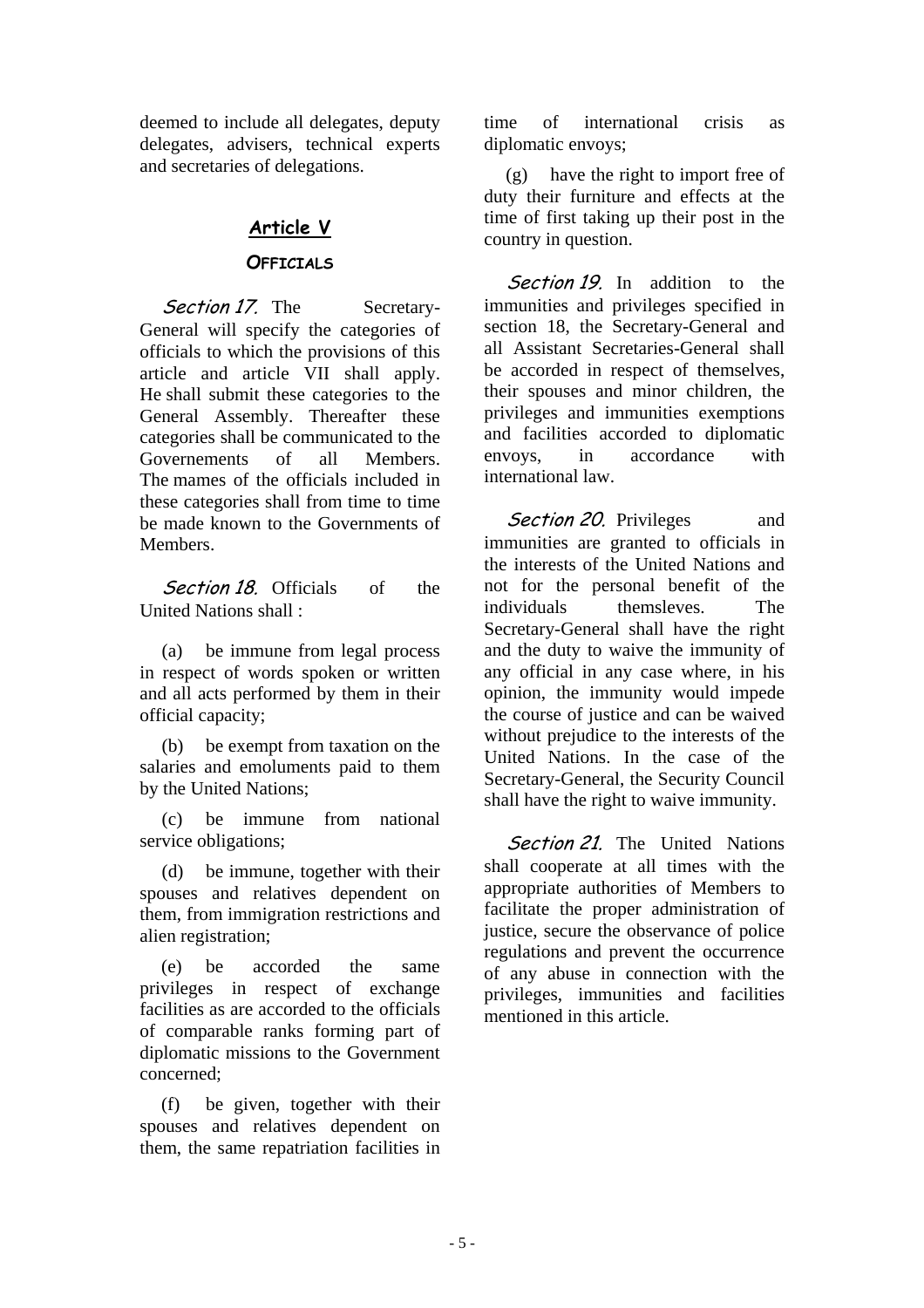deemed to include all delegates, deputy delegates, advisers, technical experts and secretaries of delegations.

## Article V

### Officials

*Section 17.* The Secretary-General will specify the categories of officials to which the provisions of this article and article VII shall apply. He shall submit these categories to the General Assembly. Thereafter these categories shall be communicated to the Governements of all Members. The mames of the officials included in these categories shall from time to time be made known to the Governments of Members.

*Section 18.* Officials of the United Nations shall :

(a) be immune from legal process in respect of words spoken or written and all acts performed by them in their official capacity;

(b) be exempt from taxation on the salaries and emoluments paid to them by the United Nations;

(c) be immune from national service obligations;

(d) be immune, together with their spouses and relatives dependent on them, from immigration restrictions and alien registration;

(e) be accorded the same privileges in respect of exchange facilities as are accorded to the officials of comparable ranks forming part of diplomatic missions to the Government concerned;

(f) be given, together with their spouses and relatives dependent on them, the same repatriation facilities in time of international crisis as diplomatic envoys;

(g) have the right to import free of duty their furniture and effects at the time of first taking up their post in the country in question.

*Section 19.* In addition to the immunities and privileges specified in section 18, the Secretary-General and all Assistant Secretaries-General shall be accorded in respect of themselves, their spouses and minor children, the privileges and immunities exemptions and facilities accorded to diplomatic envoys, in accordance with international law.

*Section 20.* Privileges and immunities are granted to officials in the interests of the United Nations and not for the personal benefit of the individuals themsleves. The Secretary-General shall have the right and the duty to waive the immunity of any official in any case where, in his opinion, the immunity would impede the course of justice and can be waived without prejudice to the interests of the United Nations. In the case of the Secretary-General, the Security Council shall have the right to waive immunity.

*Section 21.* The United Nations shall cooperate at all times with the appropriate authorities of Members to facilitate the proper administration of justice, secure the observance of police regulations and prevent the occurrence of any abuse in connection with the privileges, immunities and facilities mentioned in this article.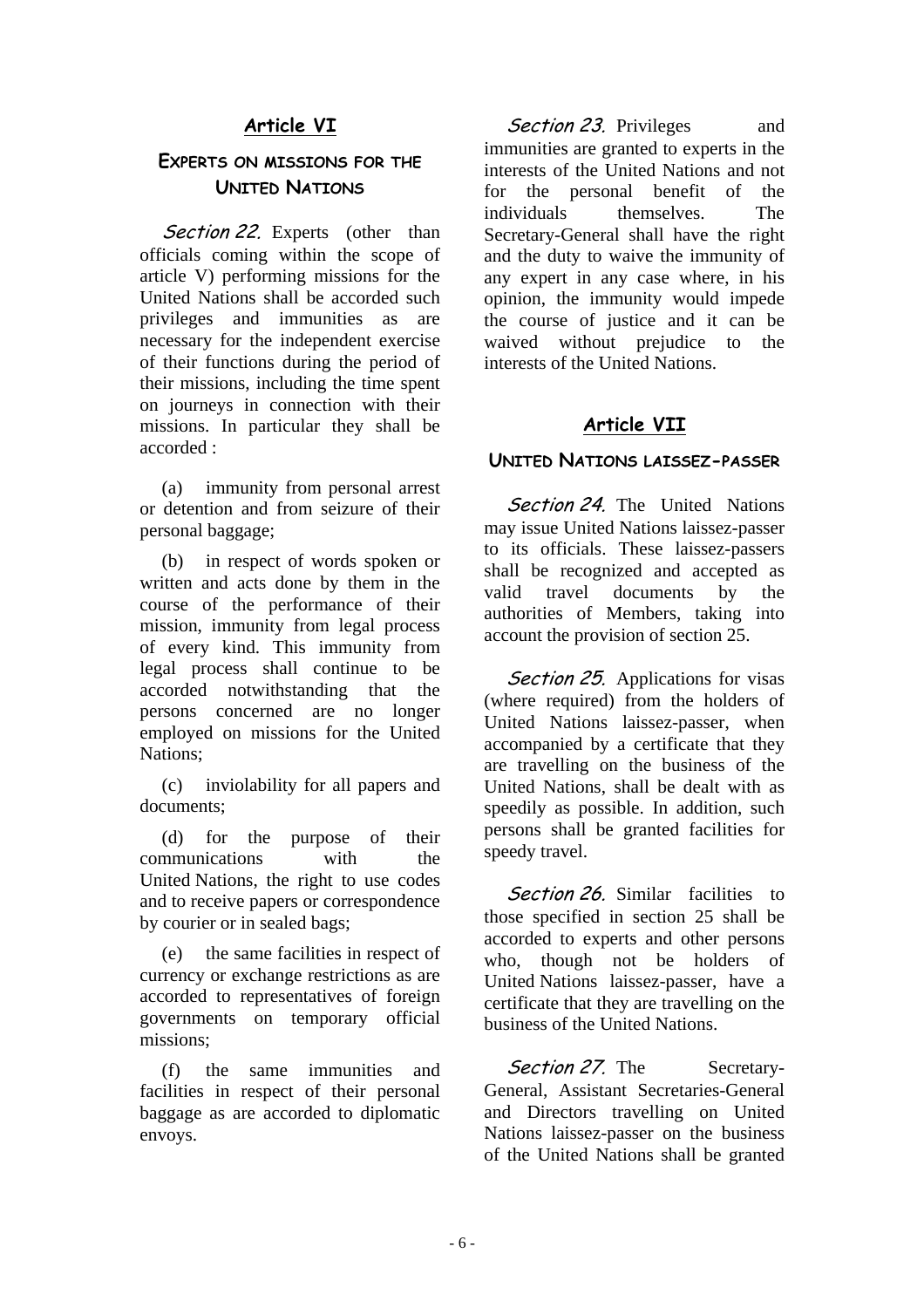## Article VI

### Experts on missions for the United Nations

*Section 22.* Experts (other than officials coming within the scope of article V) performing missions for the United Nations shall be accorded such privileges and immunities as are necessary for the independent exercise of their functions during the period of their missions, including the time spent on journeys in connection with their missions. In particular they shall be accorded :

(a) immunity from personal arrest or detention and from seizure of their personal baggage;

(b) in respect of words spoken or written and acts done by them in the course of the performance of their mission, immunity from legal process of every kind. This immunity from legal process shall continue to be accorded notwithstanding that the persons concerned are no longer employed on missions for the United Nations;

(c) inviolability for all papers and documents;

(d) for the purpose of their communications with the United Nations, the right to use codes and to receive papers or correspondence by courier or in sealed bags;

(e) the same facilities in respect of currency or exchange restrictions as are accorded to representatives of foreign governments on temporary official missions;

(f) the same immunities and facilities in respect of their personal baggage as are accorded to diplomatic envoys.

*Section 23.* Privileges and immunities are granted to experts in the interests of the United Nations and not for the personal benefit of the individuals themselves. The Secretary-General shall have the right and the duty to waive the immunity of any expert in any case where, in his opinion, the immunity would impede the course of justice and it can be waived without prejudice to the interests of the United Nations.

## Article VII

### United Nations laissez-passer

*Section 24.* The United Nations may issue United Nations laissez-passer to its officials. These laissez-passers shall be recognized and accepted as valid travel documents by the authorities of Members, taking into account the provision of section 25.

*Section 25.* Applications for visas (where required) from the holders of United Nations laissez-passer, when accompanied by a certificate that they are travelling on the business of the United Nations, shall be dealt with as speedily as possible. In addition, such persons shall be granted facilities for speedy travel.

*Section 26.* Similar facilities to those specified in section 25 shall be accorded to experts and other persons who, though not be holders of United Nations laissez-passer, have a certificate that they are travelling on the business of the United Nations.

*Section 27.* The Secretary-General, Assistant Secretaries-General and Directors travelling on United Nations laissez-passer on the business of the United Nations shall be granted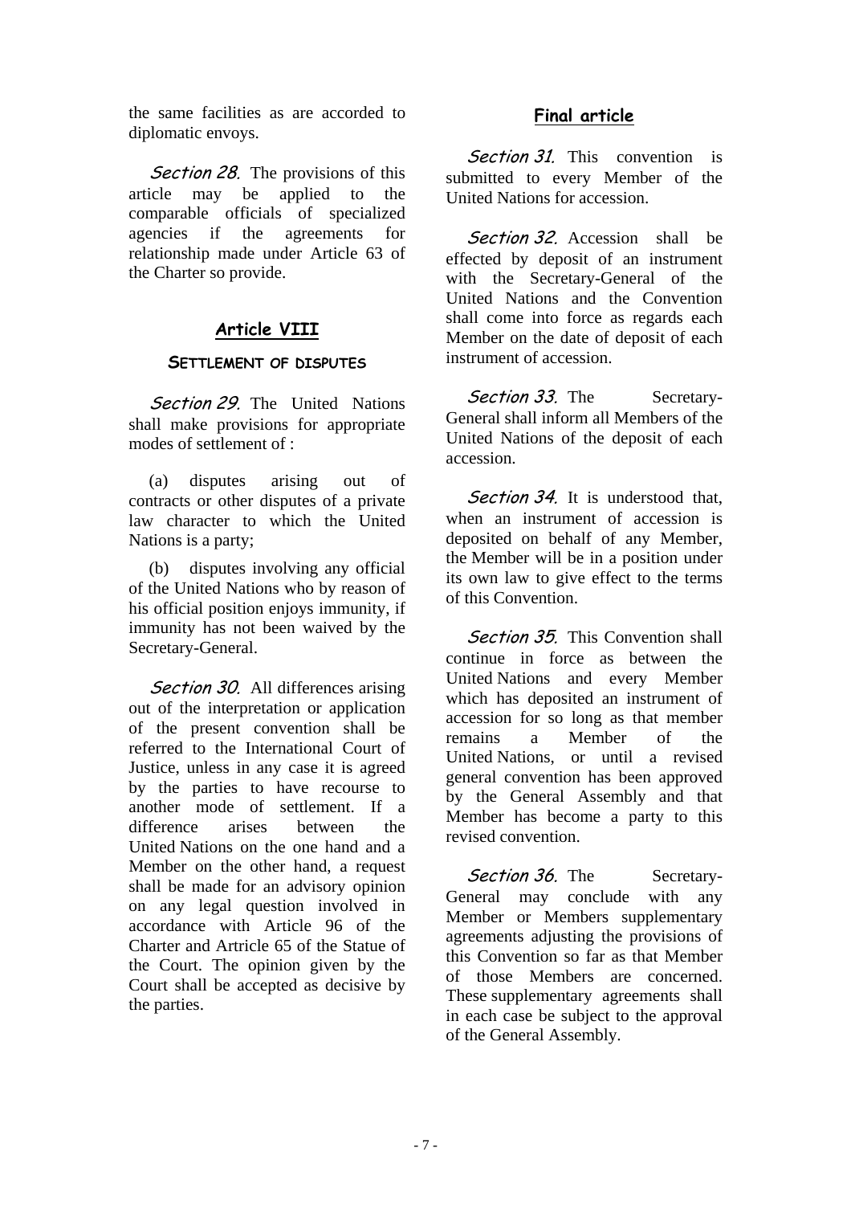the same facilities as are accorded to diplomatic envoys.

*Section 28.* The provisions of this article may be applied to the comparable officials of specialized agencies if the agreements for relationship made under Article 63 of the Charter so provide.

## Article VIII

### SETTLEMENT OF DISPUTES

*Section 29.* The United Nations shall make provisions for appropriate modes of settlement of :

(a) disputes arising out of contracts or other disputes of a private law character to which the United Nations is a party;

(b) disputes involving any official of the United Nations who by reason of his official position enjoys immunity, if immunity has not been waived by the Secretary-General.

*Section 30.* All differences arising out of the interpretation or application of the present convention shall be referred to the International Court of Justice, unless in any case it is agreed by the parties to have recourse to another mode of settlement. If a difference arises between the United Nations on the one hand and a Member on the other hand, a request shall be made for an advisory opinion on any legal question involved in accordance with Article 96 of the Charter and Artricle 65 of the Statue of the Court. The opinion given by the Court shall be accepted as decisive by the parties.

## Final article

*Section 31.* This convention is submitted to every Member of the United Nations for accession.

*Section 32.* Accession shall be effected by deposit of an instrument with the Secretary-General of the United Nations and the Convention shall come into force as regards each Member on the date of deposit of each instrument of accession.

*Section 33.* The Secretary-General shall inform all Members of the United Nations of the deposit of each accession.

*Section 34.* It is understood that, when an instrument of accession is deposited on behalf of any Member, the Member will be in a position under its own law to give effect to the terms of this Convention.

*Section 35.* This Convention shall continue in force as between the United Nations and every Member which has deposited an instrument of accession for so long as that member remains a Member of the United Nations, or until a revised general convention has been approved by the General Assembly and that Member has become a party to this revised convention.

*Section 36.* The Secretary-General may conclude with any Member or Members supplementary agreements adjusting the provisions of this Convention so far as that Member of those Members are concerned. These supplementary agreements shall in each case be subject to the approval of the General Assembly.